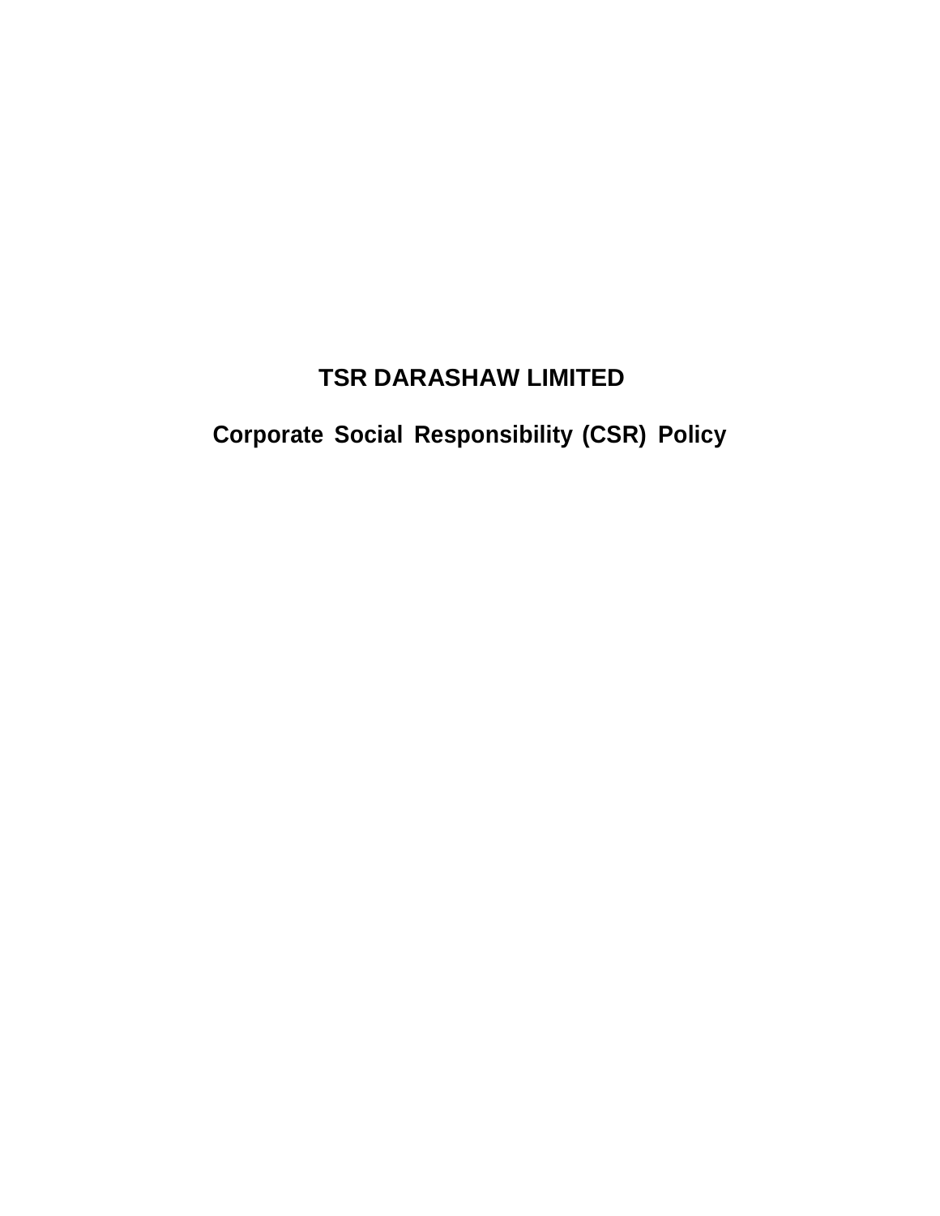# TSR DARASHAW LIMITED

## Corporate Social Responsibility (CSR) Policy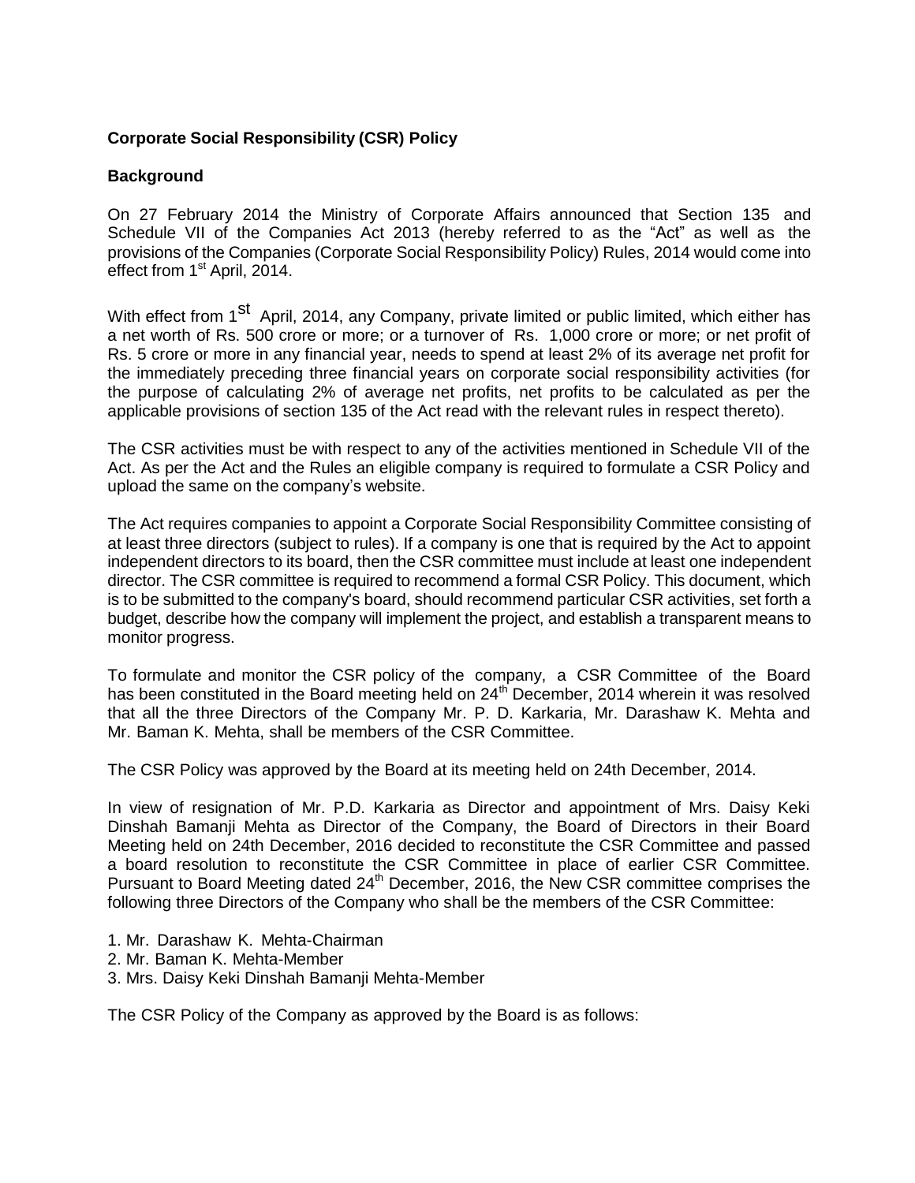**Corporate Social Responsibility (CSR) Policy**

**Background**

On 27 February 2014 the Ministry of Corporate Affairs announced that Section 135 and Schedule VII of the Companies Act 2013 (hereby referred to as the "Act" as well as the provisions of the Companies (Corporate Social Responsibility Policy) Rules, 2014 would come into effect from 1st April, 2014.

With effect from 1st April, 2014, any Company, private limited or public limited, which either has a net worth of Rs. 500 crore or more; or a turnover of Rs. 1,000 crore or more; or net profit of Rs. 5 crore or more in any financial year, needs to spend at least 2% of its average net profit for the immediately preceding three financial years on corporate social responsibility activities (for the purpose of calculating 2% of average net profits, net profits to be calculated as per the applicable provisions of section 135 of the Act read with the relevant rules in respect thereto).

The CSR activities must be with respect to any of the activities mentioned in Schedule VII of the Act. As per the Act and the Rules an eligible company is required to formulate a CSR Policy and upload the same on the company's website.

The Act requires companies to appoint a Corporate Social Responsibility Committee consisting of at least three directors (subject to rules). If a company is one that is required by the Act to appoint independent directors to its board, then the CSR committee must include at least one independent director. The CSR committee is required to recommend a formal CSR Policy. This document, which is to be submitted to the company's board, should recommend particular CSR activities, set forth a budget, describe how the company will implement the project, and establish a transparent means to monitor progress.

To formulate and monitor the CSR policy of the company, a CSR Committee of the Board has been constituted in the Board meeting held on 24th December, 2014 wherein it was resolved that all the three Directors of the Company Mr. P. D. Karkaria, Mr. Darashaw K. Mehta and Mr. Baman K. Mehta, shall be members of the CSR Committee.

The CSR Policy was approved by the Board at its meeting held on 24th December, 2014.

In view of resignation of Mr. P.D. Karkaria as Director and appointment of Mrs. Daisy Keki Dinshah Bamanji Mehta as Director of the Company, the Board of Directors in their Board Meeting held on 24th December, 2016 decided to reconstitute the CSR Committee and passed a board resolution to reconstitute the CSR Committee in place of earlier CSR Committee. Pursuant to Board Meeting dated 24th December, 2016, the New CSR committee comprises the following three Directors of the Company who shall be the members of the CSR Committee:

1. Mr. Darashaw K. Mehta-Chairman
2. Mr. Baman K. Mehta-Member
3. Mrs. Daisy Keki Dinshah Bamanji Mehta-Member

The CSR Policy of the Company as approved by the Board is as follows: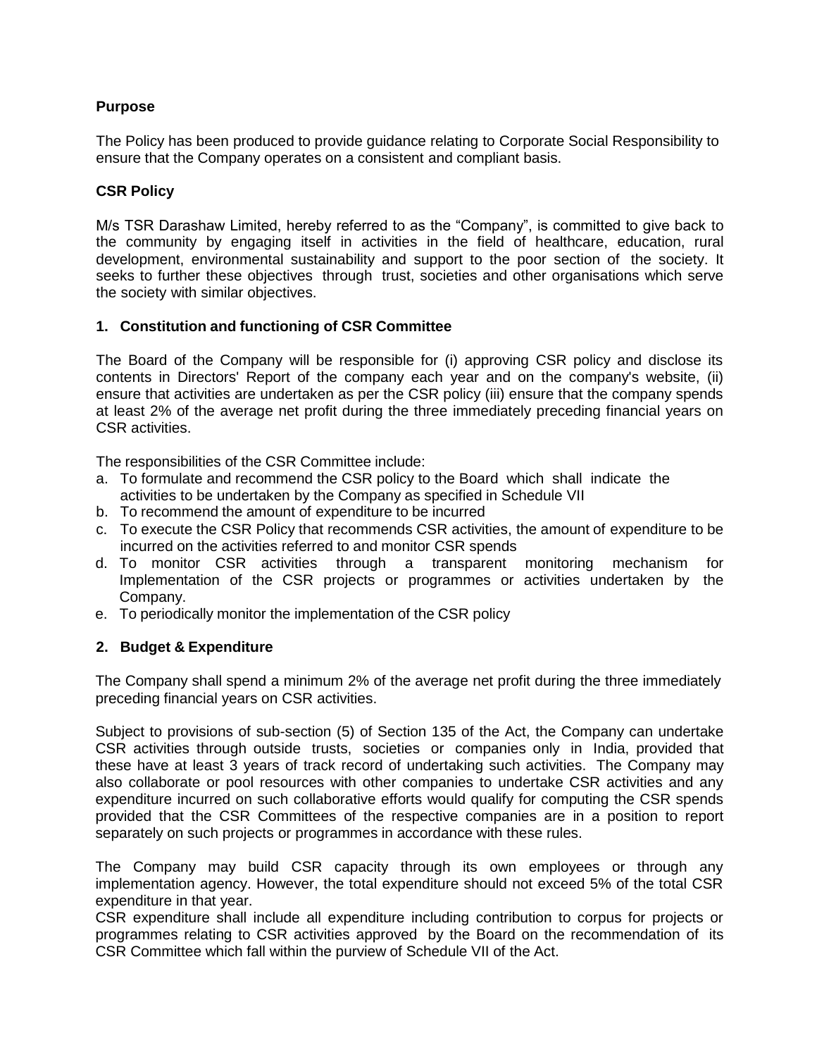**Purpose**

The Policy has been produced to provide guidance relating to Corporate Social Responsibility to ensure that the Company operates on a consistent and compliant basis.

**CSR Policy**

M/s TSR Darashaw Limited, hereby referred to as the "Company", is committed to give back to the community by engaging itself in activities in the field of healthcare, education, rural development, environmental sustainability and support to the poor section of the society. It seeks to further these objectives through trust, societies and other organisations which serve the society with similar objectives.

**1. Constitution and functioning of CSR Committee**

The Board of the Company will be responsible for (i) approving CSR policy and disclose its contents in Directors' Report of the company each year and on the company's website, (ii) ensure that activities are undertaken as per the CSR policy (iii) ensure that the company spends at least 2% of the average net profit during the three immediately preceding financial years on CSR activities.

The responsibilities of the CSR Committee include:

a. To formulate and recommend the CSR policy to the Board which shall indicate the activities to be undertaken by the Company as specified in Schedule VII
b. To recommend the amount of expenditure to be incurred
c. To execute the CSR Policy that recommends CSR activities, the amount of expenditure to be incurred on the activities referred to and monitor CSR spends
d. To monitor CSR activities through a transparent monitoring mechanism for Implementation of the CSR projects or programmes or activities undertaken by the Company.
e. To periodically monitor the implementation of the CSR policy

**2. Budget & Expenditure**

The Company shall spend a minimum 2% of the average net profit during the three immediately preceding financial years on CSR activities.

Subject to provisions of sub-section (5) of Section 135 of the Act, the Company can undertake CSR activities through outside trusts, societies or companies only in India, provided that these have at least 3 years of track record of undertaking such activities. The Company may also collaborate or pool resources with other companies to undertake CSR activities and any expenditure incurred on such collaborative efforts would qualify for computing the CSR spends provided that the CSR Committees of the respective companies are in a position to report separately on such projects or programmes in accordance with these rules.

The Company may build CSR capacity through its own employees or through any implementation agency. However, the total expenditure should not exceed 5% of the total CSR expenditure in that year.

CSR expenditure shall include all expenditure including contribution to corpus for projects or programmes relating to CSR activities approved by the Board on the recommendation of its CSR Committee which fall within the purview of Schedule VII of the Act.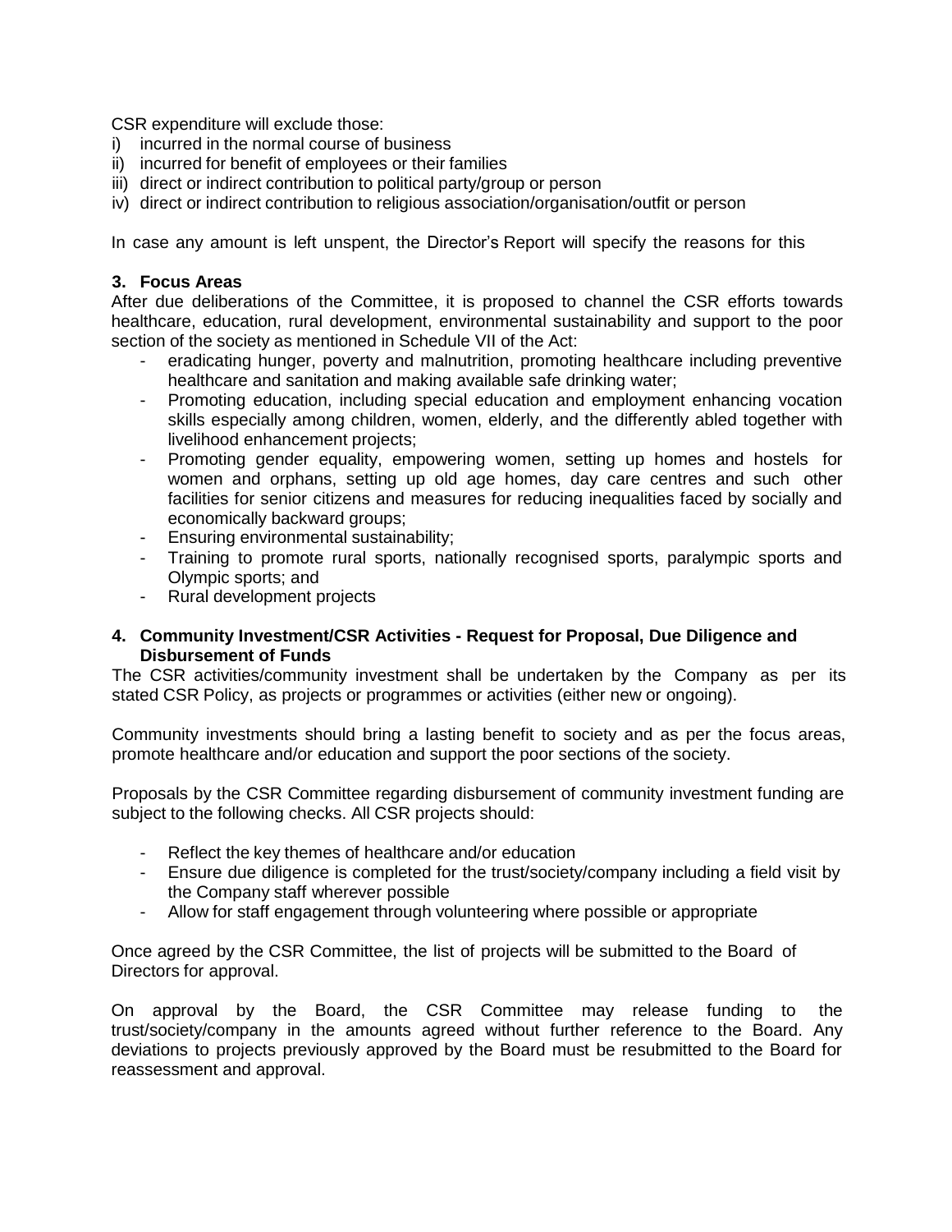CSR expenditure will exclude those:

i) incurred in the normal course of business
ii) incurred for benefit of employees or their families
iii) direct or indirect contribution to political party/group or person
iv) direct or indirect contribution to religious association/organisation/outfit or person

In case any amount is left unspent, the Director's Report will specify the reasons for this

### 3. Focus Areas

After due deliberations of the Committee, it is proposed to channel the CSR efforts towards healthcare, education, rural development, environmental sustainability and support to the poor section of the society as mentioned in Schedule VII of the Act:

- eradicating hunger, poverty and malnutrition, promoting healthcare including preventive healthcare and sanitation and making available safe drinking water;
- Promoting education, including special education and employment enhancing vocation skills especially among children, women, elderly, and the differently abled together with livelihood enhancement projects;
- Promoting gender equality, empowering women, setting up homes and hostels for women and orphans, setting up old age homes, day care centres and such other facilities for senior citizens and measures for reducing inequalities faced by socially and economically backward groups;
- Ensuring environmental sustainability;
- Training to promote rural sports, nationally recognised sports, paralympic sports and Olympic sports; and
- Rural development projects

### 4. Community Investment/CSR Activities - Request for Proposal, Due Diligence and Disbursement of Funds

The CSR activities/community investment shall be undertaken by the Company as per its stated CSR Policy, as projects or programmes or activities (either new or ongoing).

Community investments should bring a lasting benefit to society and as per the focus areas, promote healthcare and/or education and support the poor sections of the society.

Proposals by the CSR Committee regarding disbursement of community investment funding are subject to the following checks. All CSR projects should:

- Reflect the key themes of healthcare and/or education
- Ensure due diligence is completed for the trust/society/company including a field visit by the Company staff wherever possible
- Allow for staff engagement through volunteering where possible or appropriate

Once agreed by the CSR Committee, the list of projects will be submitted to the Board of Directors for approval.

On approval by the Board, the CSR Committee may release funding to the trust/society/company in the amounts agreed without further reference to the Board. Any deviations to projects previously approved by the Board must be resubmitted to the Board for reassessment and approval.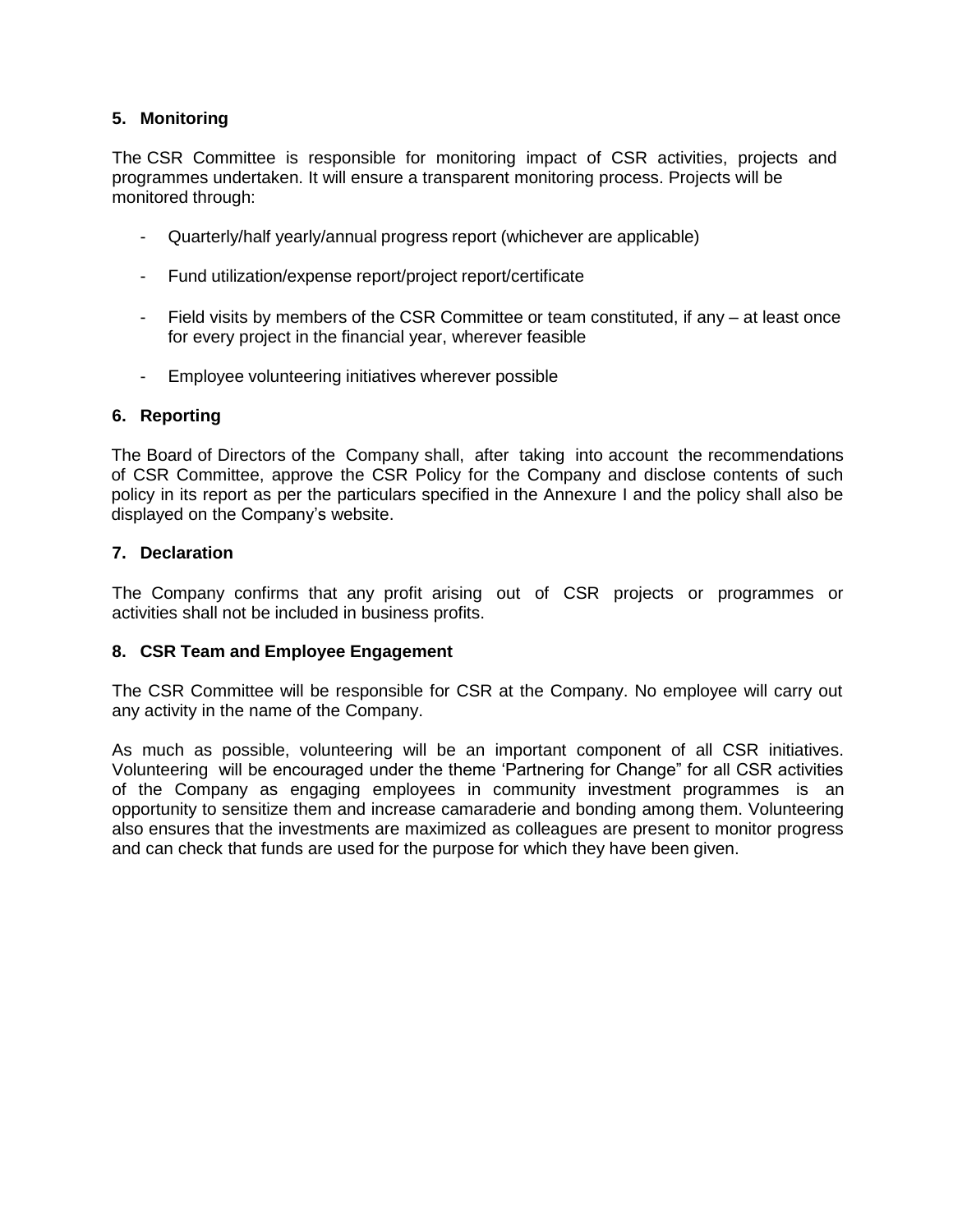## 5. Monitoring

The CSR Committee is responsible for monitoring impact of CSR activities, projects and programmes undertaken. It will ensure a transparent monitoring process. Projects will be monitored through:

- Quarterly/half yearly/annual progress report (whichever are applicable)
- Fund utilization/expense report/project report/certificate
- Field visits by members of the CSR Committee or team constituted, if any – at least once for every project in the financial year, wherever feasible
- Employee volunteering initiatives wherever possible

## 6. Reporting

The Board of Directors of the Company shall, after taking into account the recommendations of CSR Committee, approve the CSR Policy for the Company and disclose contents of such policy in its report as per the particulars specified in the Annexure I and the policy shall also be displayed on the Company's website.

## 7. Declaration

The Company confirms that any profit arising out of CSR projects or programmes or activities shall not be included in business profits.

## 8. CSR Team and Employee Engagement

The CSR Committee will be responsible for CSR at the Company. No employee will carry out any activity in the name of the Company.

As much as possible, volunteering will be an important component of all CSR initiatives. Volunteering will be encouraged under the theme 'Partnering for Change" for all CSR activities of the Company as engaging employees in community investment programmes is an opportunity to sensitize them and increase camaraderie and bonding among them. Volunteering also ensures that the investments are maximized as colleagues are present to monitor progress and can check that funds are used for the purpose for which they have been given.